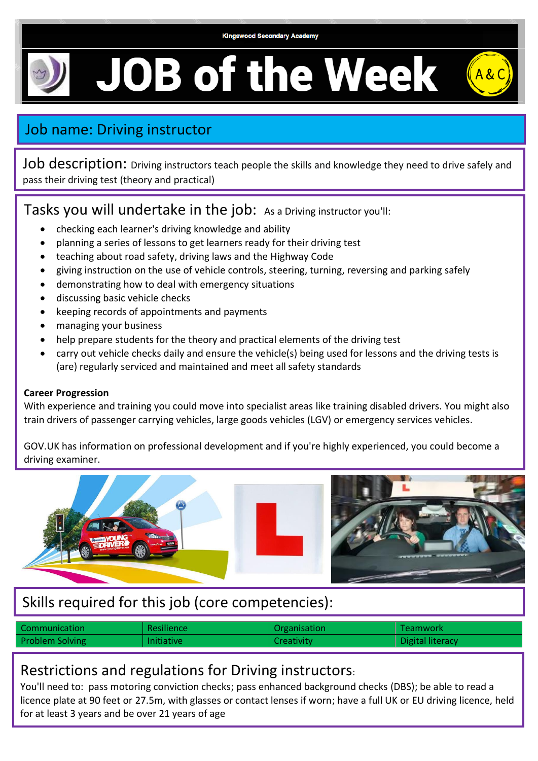Kingswood Secondary Academy

# JOB of the Week

A&C

## Job name: Driving instructor

**Job description:** Driving instructors teach people the skills and knowledge they need to drive safely and pass their driving test (theory and practical)

## Tasks you will undertake in the job:

As a Driving instructor you'll:

- checking each learner's driving knowledge and ability
- planning a series of lessons to get learners ready for their driving test
- teaching about road safety, driving laws and the Highway Code
- giving instruction on the use of vehicle controls, steering, turning, reversing and parking safely
- demonstrating how to deal with emergency situations
- discussing basic vehicle checks
- keeping records of appointments and payments
- managing your business
- help prepare students for the theory and practical elements of the driving test
- carry out vehicle checks daily and ensure the vehicle(s) being used for lessons and the driving tests is (are) regularly serviced and maintained and meet all safety standards

**Career Progression**

With experience and training you could move into specialist areas like training disabled drivers. You might also train drivers of passenger carrying vehicles, large goods vehicles (LGV) or emergency services vehicles.

GOV.UK has information on professional development and if you're highly experienced, you could become a driving examiner.

## Skills required for this job (core competencies):

| Communication | Resilience | Organisation | Teamwork |
|---|---|---|---|
| Problem Solving | Initiative | Creativity | Digital literacy |

## Restrictions and regulations for Driving instructors:

You'll need to: pass motoring conviction checks; pass enhanced background checks (DBS); be able to read a licence plate at 90 feet or 27.5m, with glasses or contact lenses if worn; have a full UK or EU driving licence, held for at least 3 years and be over 21 years of age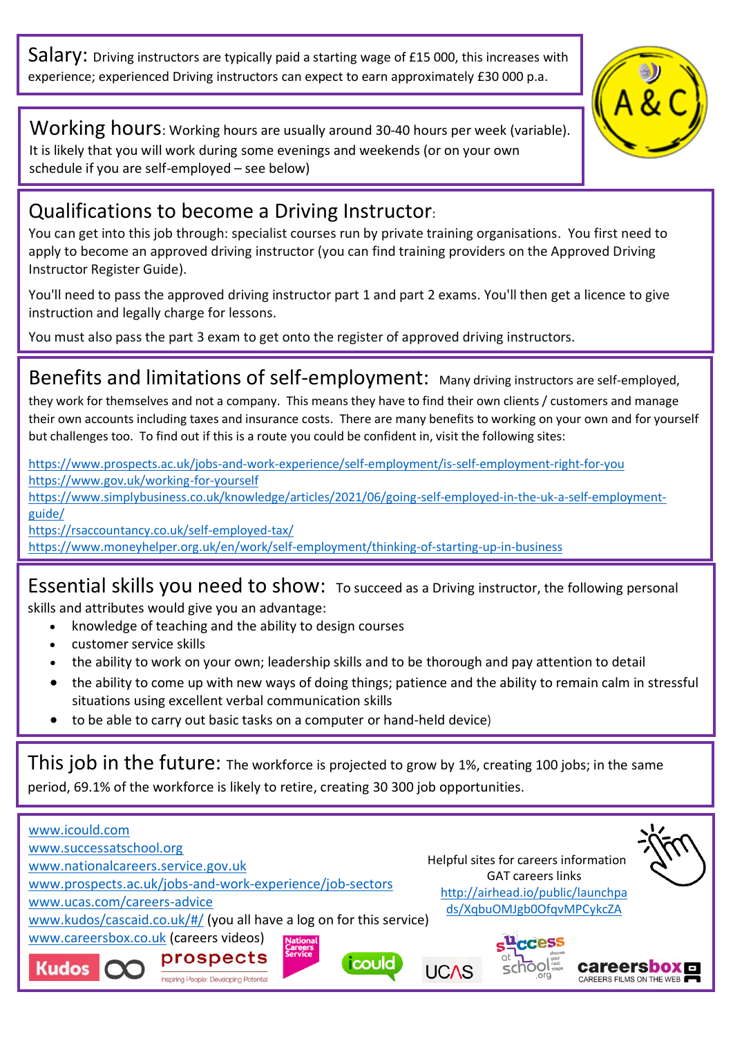**Salary:** Driving instructors are typically paid a starting wage of £15 000, this increases with experience; experienced Driving instructors can expect to earn approximately £30 000 p.a.

**Working hours:** Working hours are usually around 30-40 hours per week (variable). It is likely that you will work during some evenings and weekends (or on your own schedule if you are self-employed – see below)

## Qualifications to become a Driving Instructor:

You can get into this job through: specialist courses run by private training organisations. You first need to apply to become an approved driving instructor (you can find training providers on the Approved Driving Instructor Register Guide).

You'll need to pass the approved driving instructor part 1 and part 2 exams. You'll then get a licence to give instruction and legally charge for lessons.

You must also pass the part 3 exam to get onto the register of approved driving instructors.

## Benefits and limitations of self-employment:

Many driving instructors are self-employed, they work for themselves and not a company. This means they have to find their own clients / customers and manage their own accounts including taxes and insurance costs. There are many benefits to working on your own and for yourself but challenges too. To find out if this is a route you could be confident in, visit the following sites:

https://www.prospects.ac.uk/jobs-and-work-experience/self-employment/is-self-employment-right-for-you
https://www.gov.uk/working-for-yourself
https://www.simplybusiness.co.uk/knowledge/articles/2021/06/going-self-employed-in-the-uk-a-self-employment-guide/
https://rsaccountancy.co.uk/self-employed-tax/
https://www.moneyhelper.org.uk/en/work/self-employment/thinking-of-starting-up-in-business

## Essential skills you need to show:

To succeed as a Driving instructor, the following personal skills and attributes would give you an advantage:

- knowledge of teaching and the ability to design courses
- customer service skills
- the ability to work on your own; leadership skills and to be thorough and pay attention to detail
- the ability to come up with new ways of doing things; patience and the ability to remain calm in stressful situations using excellent verbal communication skills
- to be able to carry out basic tasks on a computer or hand-held device)

## This job in the future:

The workforce is projected to grow by 1%, creating 100 jobs; in the same period, 69.1% of the workforce is likely to retire, creating 30 300 job opportunities.

www.icould.com
www.successatschool.org
www.nationalcareers.service.gov.uk
www.prospects.ac.uk/jobs-and-work-experience/job-sectors
www.ucas.com/careers-advice
www.kudos/cascaid.co.uk/#/ (you all have a log on for this service)
www.careersbox.co.uk (careers videos)

Helpful sites for careers information
GAT careers links
http://airhead.io/public/launchpads/XqbuOMJgb0OfqvMPCykcZA